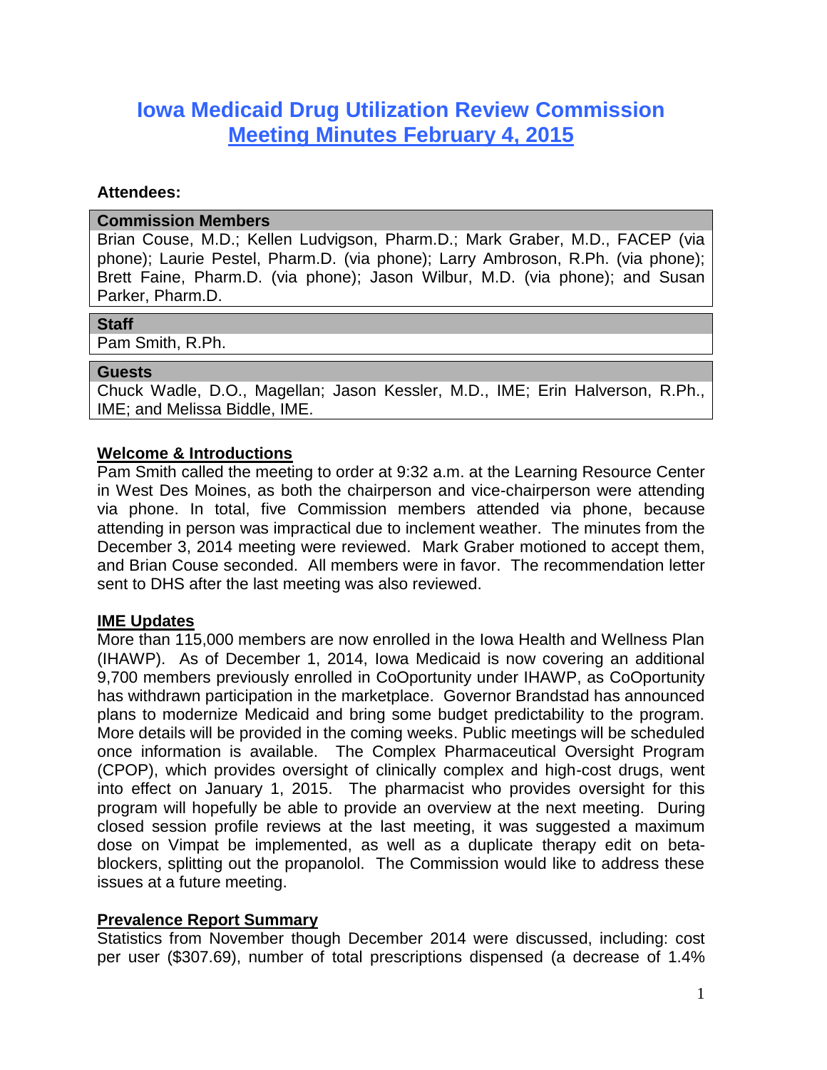# Iowa Medicaid Drug Utilization Review Commission
## Meeting Minutes February 4, 2015

**Attendees:**

| Commission Members |
| --- |
| Brian Couse, M.D.; Kellen Ludvigson, Pharm.D.; Mark Graber, M.D., FACEP (via phone); Laurie Pestel, Pharm.D. (via phone); Larry Ambroson, R.Ph. (via phone); Brett Faine, Pharm.D. (via phone); Jason Wilbur, M.D. (via phone); and Susan Parker, Pharm.D. |

| Staff |
| --- |
| Pam Smith, R.Ph. |

| Guests |
| --- |
| Chuck Wadle, D.O., Magellan; Jason Kessler, M.D., IME; Erin Halverson, R.Ph., IME; and Melissa Biddle, IME. |

**Welcome & Introductions**

Pam Smith called the meeting to order at 9:32 a.m. at the Learning Resource Center in West Des Moines, as both the chairperson and vice-chairperson were attending via phone. In total, five Commission members attended via phone, because attending in person was impractical due to inclement weather. The minutes from the December 3, 2014 meeting were reviewed. Mark Graber motioned to accept them, and Brian Couse seconded. All members were in favor. The recommendation letter sent to DHS after the last meeting was also reviewed.

**IME Updates**

More than 115,000 members are now enrolled in the Iowa Health and Wellness Plan (IHAWP). As of December 1, 2014, Iowa Medicaid is now covering an additional 9,700 members previously enrolled in CoOportunity under IHAWP, as CoOportunity has withdrawn participation in the marketplace. Governor Brandstad has announced plans to modernize Medicaid and bring some budget predictability to the program. More details will be provided in the coming weeks. Public meetings will be scheduled once information is available. The Complex Pharmaceutical Oversight Program (CPOP), which provides oversight of clinically complex and high-cost drugs, went into effect on January 1, 2015. The pharmacist who provides oversight for this program will hopefully be able to provide an overview at the next meeting. During closed session profile reviews at the last meeting, it was suggested a maximum dose on Vimpat be implemented, as well as a duplicate therapy edit on beta-blockers, splitting out the propanolol. The Commission would like to address these issues at a future meeting.

**Prevalence Report Summary**

Statistics from November though December 2014 were discussed, including: cost per user ($307.69), number of total prescriptions dispensed (a decrease of 1.4%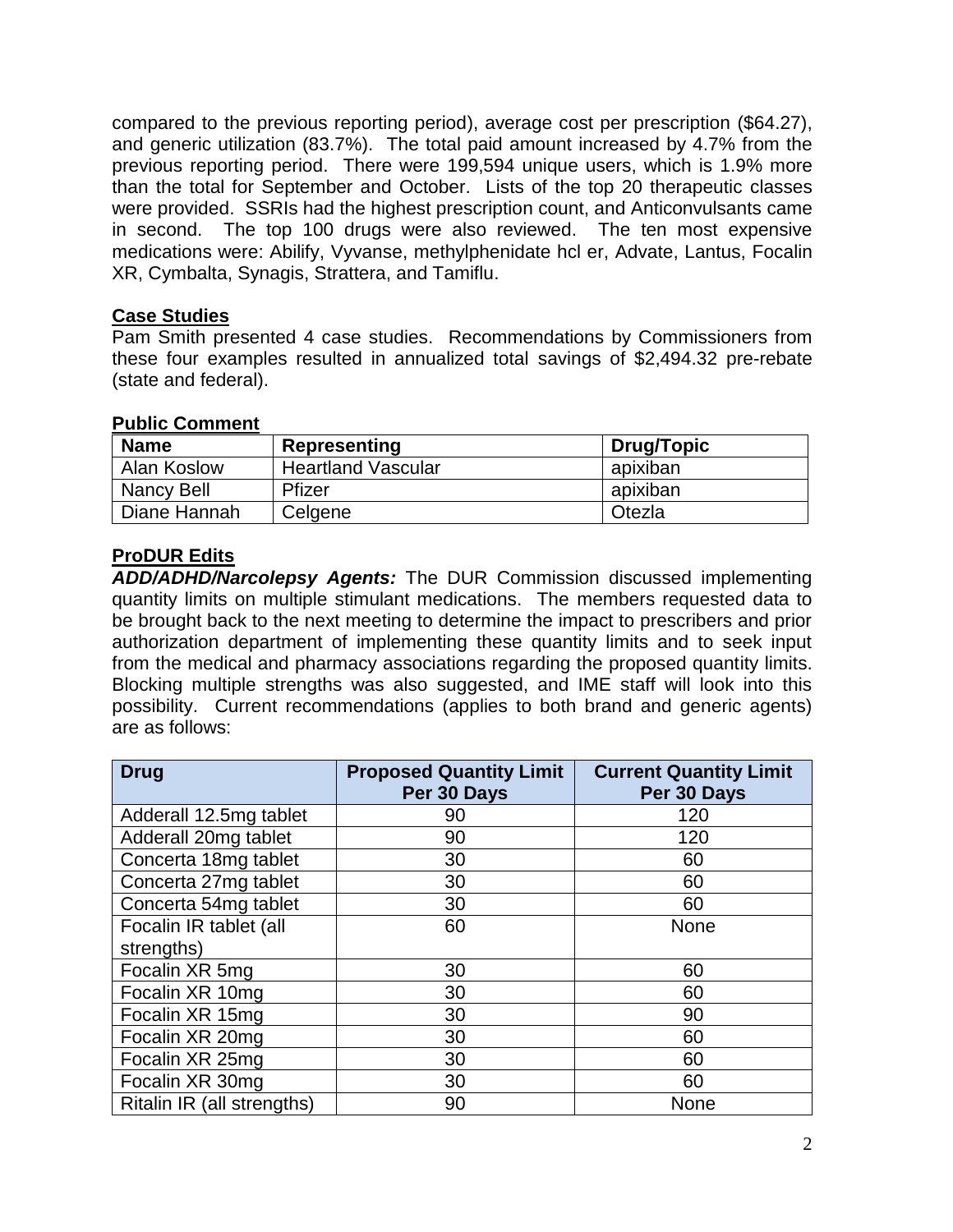compared to the previous reporting period), average cost per prescription ($64.27), and generic utilization (83.7%). The total paid amount increased by 4.7% from the previous reporting period. There were 199,594 unique users, which is 1.9% more than the total for September and October. Lists of the top 20 therapeutic classes were provided. SSRIs had the highest prescription count, and Anticonvulsants came in second. The top 100 drugs were also reviewed. The ten most expensive medications were: Abilify, Vyvanse, methylphenidate hcl er, Advate, Lantus, Focalin XR, Cymbalta, Synagis, Strattera, and Tamiflu.

**Case Studies**

Pam Smith presented 4 case studies. Recommendations by Commissioners from these four examples resulted in annualized total savings of $2,494.32 pre-rebate (state and federal).

**Public Comment**

| Name | Representing | Drug/Topic |
|---|---|---|
| Alan Koslow | Heartland Vascular | apixiban |
| Nancy Bell | Pfizer | apixiban |
| Diane Hannah | Celgene | Otezla |

**ProDUR Edits**

***ADD/ADHD/Narcolepsy Agents:*** The DUR Commission discussed implementing quantity limits on multiple stimulant medications. The members requested data to be brought back to the next meeting to determine the impact to prescribers and prior authorization department of implementing these quantity limits and to seek input from the medical and pharmacy associations regarding the proposed quantity limits. Blocking multiple strengths was also suggested, and IME staff will look into this possibility. Current recommendations (applies to both brand and generic agents) are as follows:

| Drug | Proposed Quantity Limit Per 30 Days | Current Quantity Limit Per 30 Days |
|---|---|---|
| Adderall 12.5mg tablet | 90 | 120 |
| Adderall 20mg tablet | 90 | 120 |
| Concerta 18mg tablet | 30 | 60 |
| Concerta 27mg tablet | 30 | 60 |
| Concerta 54mg tablet | 30 | 60 |
| Focalin IR tablet (all strengths) | 60 | None |
| Focalin XR 5mg | 30 | 60 |
| Focalin XR 10mg | 30 | 60 |
| Focalin XR 15mg | 30 | 90 |
| Focalin XR 20mg | 30 | 60 |
| Focalin XR 25mg | 30 | 60 |
| Focalin XR 30mg | 30 | 60 |
| Ritalin IR (all strengths) | 90 | None |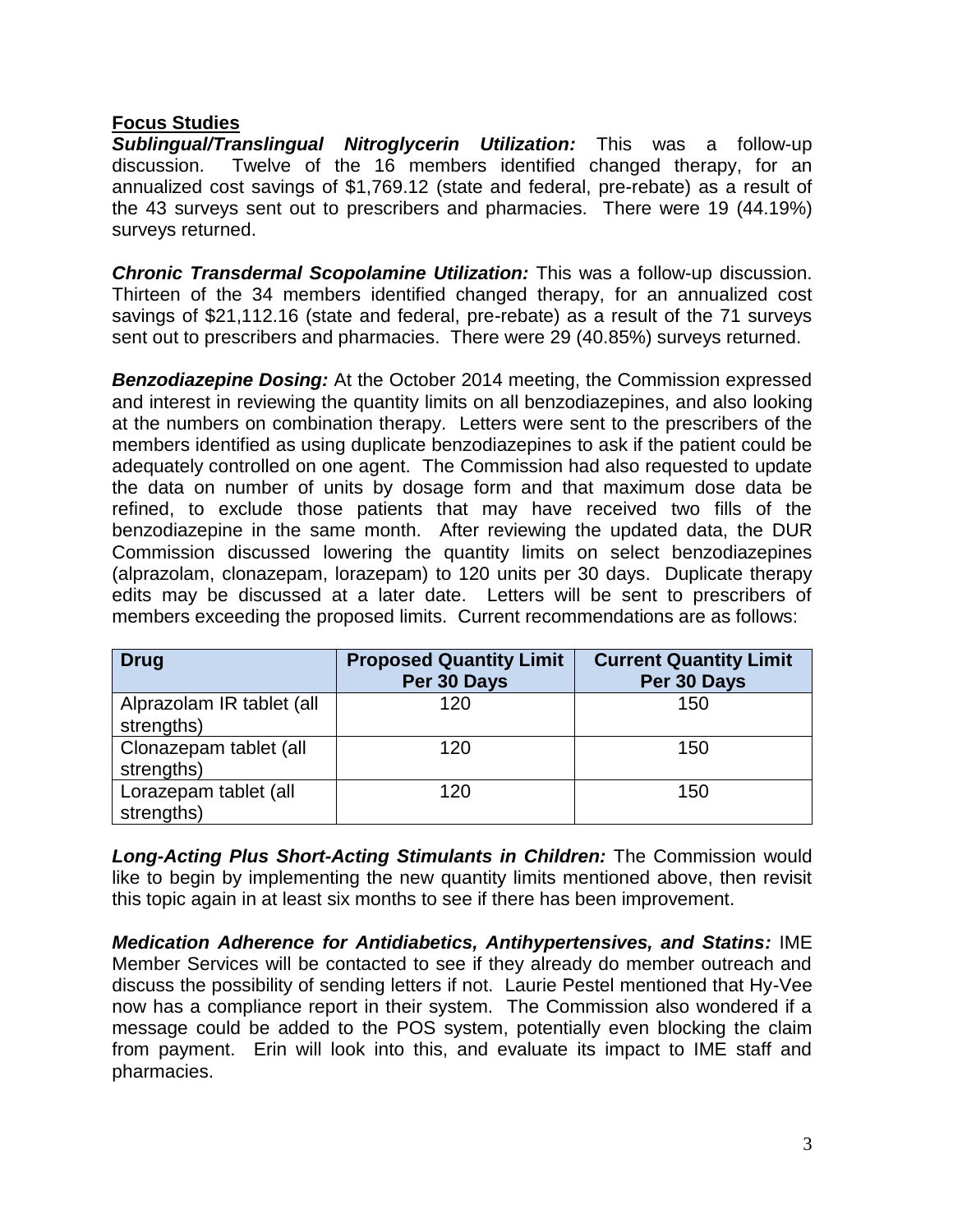## Focus Studies

***Sublingual/Translingual Nitroglycerin Utilization:*** This was a follow-up discussion. Twelve of the 16 members identified changed therapy, for an annualized cost savings of $1,769.12 (state and federal, pre-rebate) as a result of the 43 surveys sent out to prescribers and pharmacies. There were 19 (44.19%) surveys returned.

***Chronic Transdermal Scopolamine Utilization:*** This was a follow-up discussion. Thirteen of the 34 members identified changed therapy, for an annualized cost savings of $21,112.16 (state and federal, pre-rebate) as a result of the 71 surveys sent out to prescribers and pharmacies. There were 29 (40.85%) surveys returned.

***Benzodiazepine Dosing:*** At the October 2014 meeting, the Commission expressed and interest in reviewing the quantity limits on all benzodiazepines, and also looking at the numbers on combination therapy. Letters were sent to the prescribers of the members identified as using duplicate benzodiazepines to ask if the patient could be adequately controlled on one agent. The Commission had also requested to update the data on number of units by dosage form and that maximum dose data be refined, to exclude those patients that may have received two fills of the benzodiazepine in the same month. After reviewing the updated data, the DUR Commission discussed lowering the quantity limits on select benzodiazepines (alprazolam, clonazepam, lorazepam) to 120 units per 30 days. Duplicate therapy edits may be discussed at a later date. Letters will be sent to prescribers of members exceeding the proposed limits. Current recommendations are as follows:

| Drug | Proposed Quantity Limit Per 30 Days | Current Quantity Limit Per 30 Days |
|---|---|---|
| Alprazolam IR tablet (all strengths) | 120 | 150 |
| Clonazepam tablet (all strengths) | 120 | 150 |
| Lorazepam tablet (all strengths) | 120 | 150 |

***Long-Acting Plus Short-Acting Stimulants in Children:*** The Commission would like to begin by implementing the new quantity limits mentioned above, then revisit this topic again in at least six months to see if there has been improvement.

***Medication Adherence for Antidiabetics, Antihypertensives, and Statins:*** IME Member Services will be contacted to see if they already do member outreach and discuss the possibility of sending letters if not. Laurie Pestel mentioned that Hy-Vee now has a compliance report in their system. The Commission also wondered if a message could be added to the POS system, potentially even blocking the claim from payment. Erin will look into this, and evaluate its impact to IME staff and pharmacies.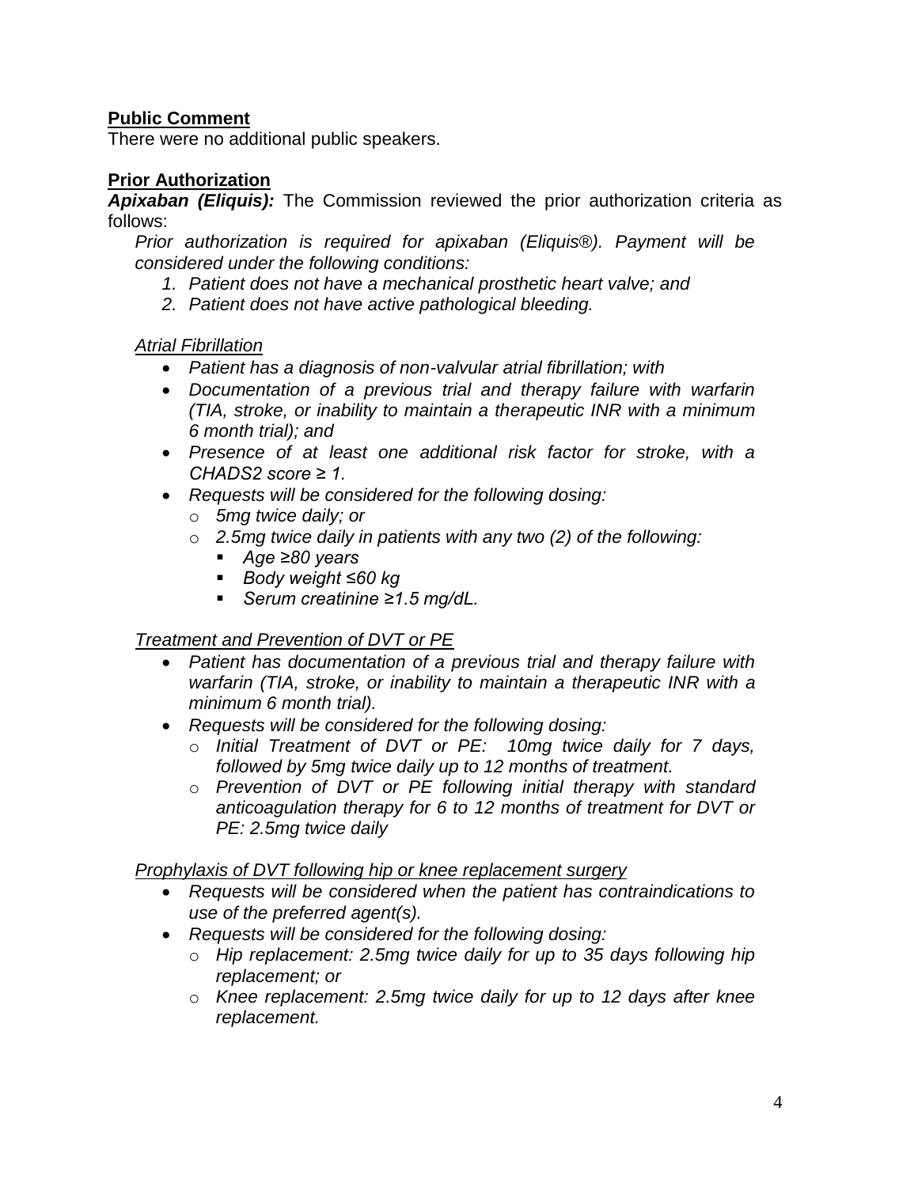**Public Comment**

There were no additional public speakers.

**Prior Authorization**

***Apixaban (Eliquis):*** The Commission reviewed the prior authorization criteria as follows:

*Prior authorization is required for apixaban (Eliquis®). Payment will be considered under the following conditions:*

1. *Patient does not have a mechanical prosthetic heart valve; and*
2. *Patient does not have active pathological bleeding.*

*Atrial Fibrillation*

- *Patient has a diagnosis of non-valvular atrial fibrillation; with*
- *Documentation of a previous trial and therapy failure with warfarin (TIA, stroke, or inability to maintain a therapeutic INR with a minimum 6 month trial); and*
- *Presence of at least one additional risk factor for stroke, with a CHADS2 score ≥ 1.*
- *Requests will be considered for the following dosing:*
  - *5mg twice daily; or*
  - *2.5mg twice daily in patients with any two (2) of the following:*
    - *Age ≥80 years*
    - *Body weight ≤60 kg*
    - *Serum creatinine ≥1.5 mg/dL.*

*Treatment and Prevention of DVT or PE*

- *Patient has documentation of a previous trial and therapy failure with warfarin (TIA, stroke, or inability to maintain a therapeutic INR with a minimum 6 month trial).*
- *Requests will be considered for the following dosing:*
  - *Initial Treatment of DVT or PE: 10mg twice daily for 7 days, followed by 5mg twice daily up to 12 months of treatment.*
  - *Prevention of DVT or PE following initial therapy with standard anticoagulation therapy for 6 to 12 months of treatment for DVT or PE: 2.5mg twice daily*

*Prophylaxis of DVT following hip or knee replacement surgery*

- *Requests will be considered when the patient has contraindications to use of the preferred agent(s).*
- *Requests will be considered for the following dosing:*
  - *Hip replacement: 2.5mg twice daily for up to 35 days following hip replacement; or*
  - *Knee replacement: 2.5mg twice daily for up to 12 days after knee replacement.*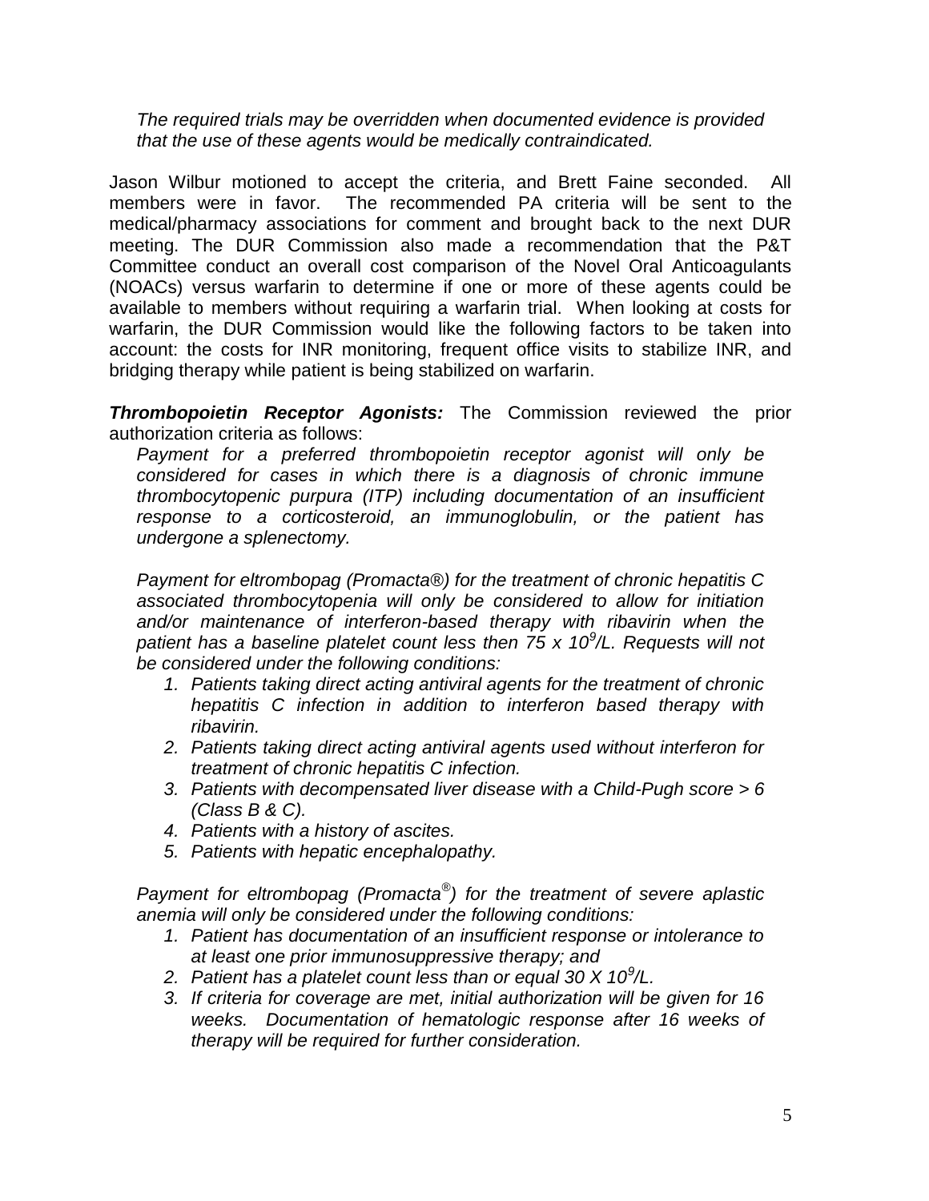*The required trials may be overridden when documented evidence is provided that the use of these agents would be medically contraindicated.*

Jason Wilbur motioned to accept the criteria, and Brett Faine seconded. All members were in favor. The recommended PA criteria will be sent to the medical/pharmacy associations for comment and brought back to the next DUR meeting. The DUR Commission also made a recommendation that the P&T Committee conduct an overall cost comparison of the Novel Oral Anticoagulants (NOACs) versus warfarin to determine if one or more of these agents could be available to members without requiring a warfarin trial. When looking at costs for warfarin, the DUR Commission would like the following factors to be taken into account: the costs for INR monitoring, frequent office visits to stabilize INR, and bridging therapy while patient is being stabilized on warfarin.

***Thrombopoietin Receptor Agonists:*** The Commission reviewed the prior authorization criteria as follows:

*Payment for a preferred thrombopoietin receptor agonist will only be considered for cases in which there is a diagnosis of chronic immune thrombocytopenic purpura (ITP) including documentation of an insufficient response to a corticosteroid, an immunoglobulin, or the patient has undergone a splenectomy.*

*Payment for eltrombopag (Promacta®) for the treatment of chronic hepatitis C associated thrombocytopenia will only be considered to allow for initiation and/or maintenance of interferon-based therapy with ribavirin when the patient has a baseline platelet count less then 75 x $10^9$/L. Requests will not be considered under the following conditions:*

1. *Patients taking direct acting antiviral agents for the treatment of chronic hepatitis C infection in addition to interferon based therapy with ribavirin.*
2. *Patients taking direct acting antiviral agents used without interferon for treatment of chronic hepatitis C infection.*
3. *Patients with decompensated liver disease with a Child-Pugh score > 6 (Class B & C).*
4. *Patients with a history of ascites.*
5. *Patients with hepatic encephalopathy.*

*Payment for eltrombopag (Promacta®) for the treatment of severe aplastic anemia will only be considered under the following conditions:*

1. *Patient has documentation of an insufficient response or intolerance to at least one prior immunosuppressive therapy; and*
2. *Patient has a platelet count less than or equal 30 X $10^9$/L.*
3. *If criteria for coverage are met, initial authorization will be given for 16 weeks. Documentation of hematologic response after 16 weeks of therapy will be required for further consideration.*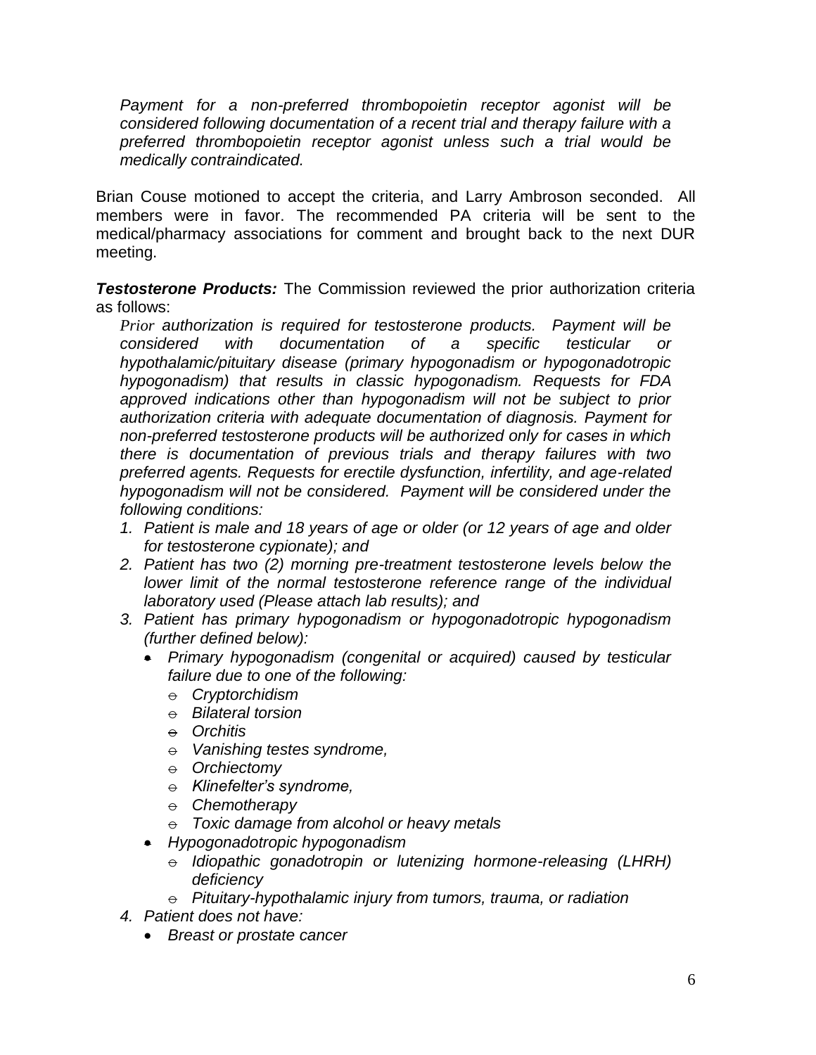*Payment for a non-preferred thrombopoietin receptor agonist will be considered following documentation of a recent trial and therapy failure with a preferred thrombopoietin receptor agonist unless such a trial would be medically contraindicated.*

Brian Couse motioned to accept the criteria, and Larry Ambroson seconded. All members were in favor. The recommended PA criteria will be sent to the medical/pharmacy associations for comment and brought back to the next DUR meeting.

***Testosterone Products:*** The Commission reviewed the prior authorization criteria as follows:

*Prior authorization is required for testosterone products. Payment will be considered with documentation of a specific testicular or hypothalamic/pituitary disease (primary hypogonadism or hypogonadotropic hypogonadism) that results in classic hypogonadism. Requests for FDA approved indications other than hypogonadism will not be subject to prior authorization criteria with adequate documentation of diagnosis. Payment for non-preferred testosterone products will be authorized only for cases in which there is documentation of previous trials and therapy failures with two preferred agents. Requests for erectile dysfunction, infertility, and age-related hypogonadism will not be considered. Payment will be considered under the following conditions:*

1. *Patient is male and 18 years of age or older (or 12 years of age and older for testosterone cypionate); and*
2. *Patient has two (2) morning pre-treatment testosterone levels below the lower limit of the normal testosterone reference range of the individual laboratory used (Please attach lab results); and*
3. *Patient has primary hypogonadism or hypogonadotropic hypogonadism (further defined below):*
   - *Primary hypogonadism (congenital or acquired) caused by testicular failure due to one of the following:*
     - *Cryptorchidism*
     - *Bilateral torsion*
     - *Orchitis*
     - *Vanishing testes syndrome,*
     - *Orchiectomy*
     - *Klinefelter's syndrome,*
     - *Chemotherapy*
     - *Toxic damage from alcohol or heavy metals*
   - *Hypogonadotropic hypogonadism*
     - *Idiopathic gonadotropin or lutenizing hormone-releasing (LHRH) deficiency*
     - *Pituitary-hypothalamic injury from tumors, trauma, or radiation*
4. *Patient does not have:*
   - *Breast or prostate cancer*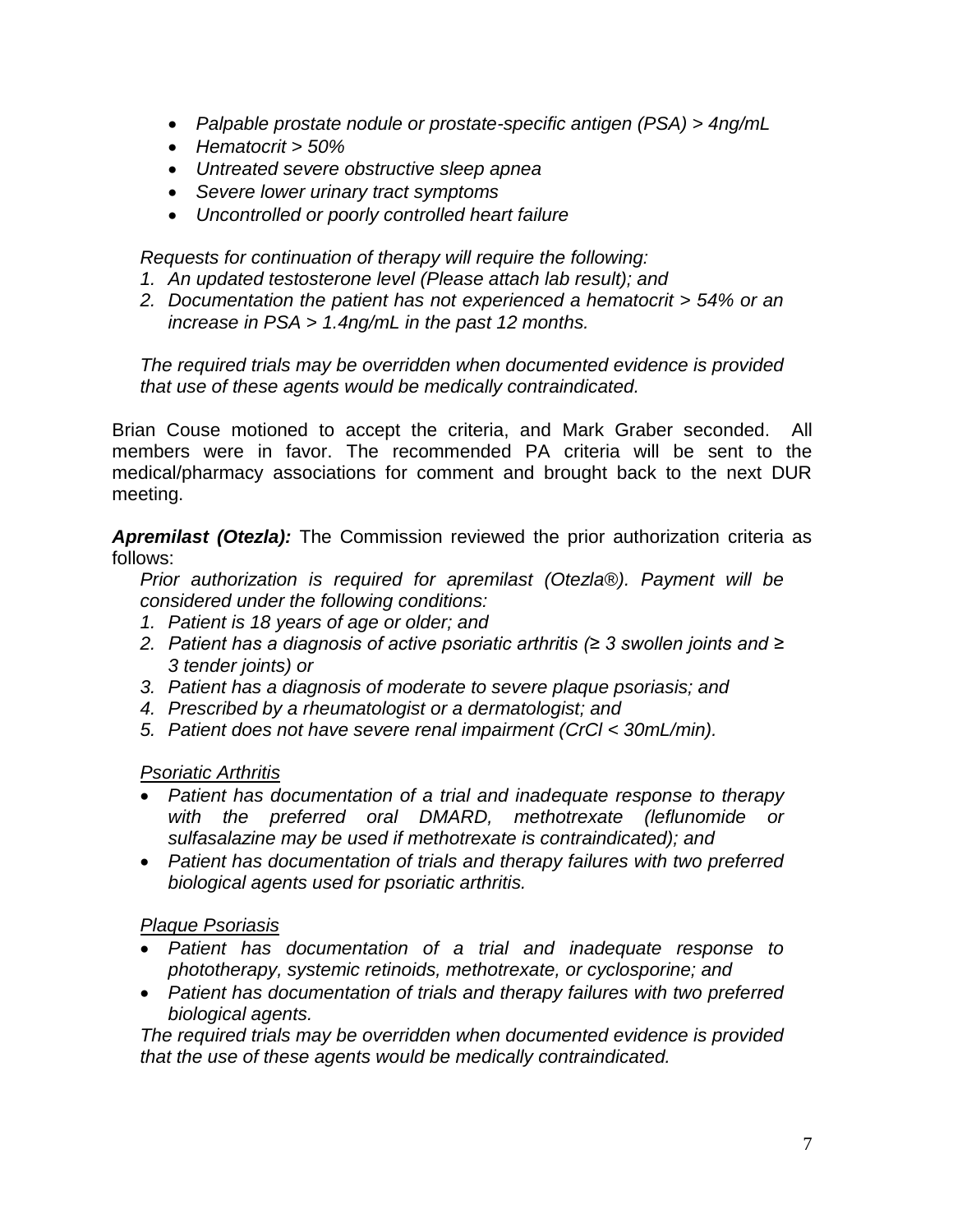- *Palpable prostate nodule or prostate-specific antigen (PSA) > 4ng/mL*
- *Hematocrit > 50%*
- *Untreated severe obstructive sleep apnea*
- *Severe lower urinary tract symptoms*
- *Uncontrolled or poorly controlled heart failure*

*Requests for continuation of therapy will require the following:*

1. *An updated testosterone level (Please attach lab result); and*
2. *Documentation the patient has not experienced a hematocrit > 54% or an increase in PSA > 1.4ng/mL in the past 12 months.*

*The required trials may be overridden when documented evidence is provided that use of these agents would be medically contraindicated.*

Brian Couse motioned to accept the criteria, and Mark Graber seconded. All members were in favor. The recommended PA criteria will be sent to the medical/pharmacy associations for comment and brought back to the next DUR meeting.

***Apremilast (Otezla):*** The Commission reviewed the prior authorization criteria as follows:

*Prior authorization is required for apremilast (Otezla®). Payment will be considered under the following conditions:*

1. *Patient is 18 years of age or older; and*
2. *Patient has a diagnosis of active psoriatic arthritis (≥ 3 swollen joints and ≥ 3 tender joints) or*
3. *Patient has a diagnosis of moderate to severe plaque psoriasis; and*
4. *Prescribed by a rheumatologist or a dermatologist; and*
5. *Patient does not have severe renal impairment (CrCl < 30mL/min).*

*Psoriatic Arthritis*

- *Patient has documentation of a trial and inadequate response to therapy with the preferred oral DMARD, methotrexate (leflunomide or sulfasalazine may be used if methotrexate is contraindicated); and*
- *Patient has documentation of trials and therapy failures with two preferred biological agents used for psoriatic arthritis.*

*Plaque Psoriasis*

- *Patient has documentation of a trial and inadequate response to phototherapy, systemic retinoids, methotrexate, or cyclosporine; and*
- *Patient has documentation of trials and therapy failures with two preferred biological agents.*

*The required trials may be overridden when documented evidence is provided that the use of these agents would be medically contraindicated.*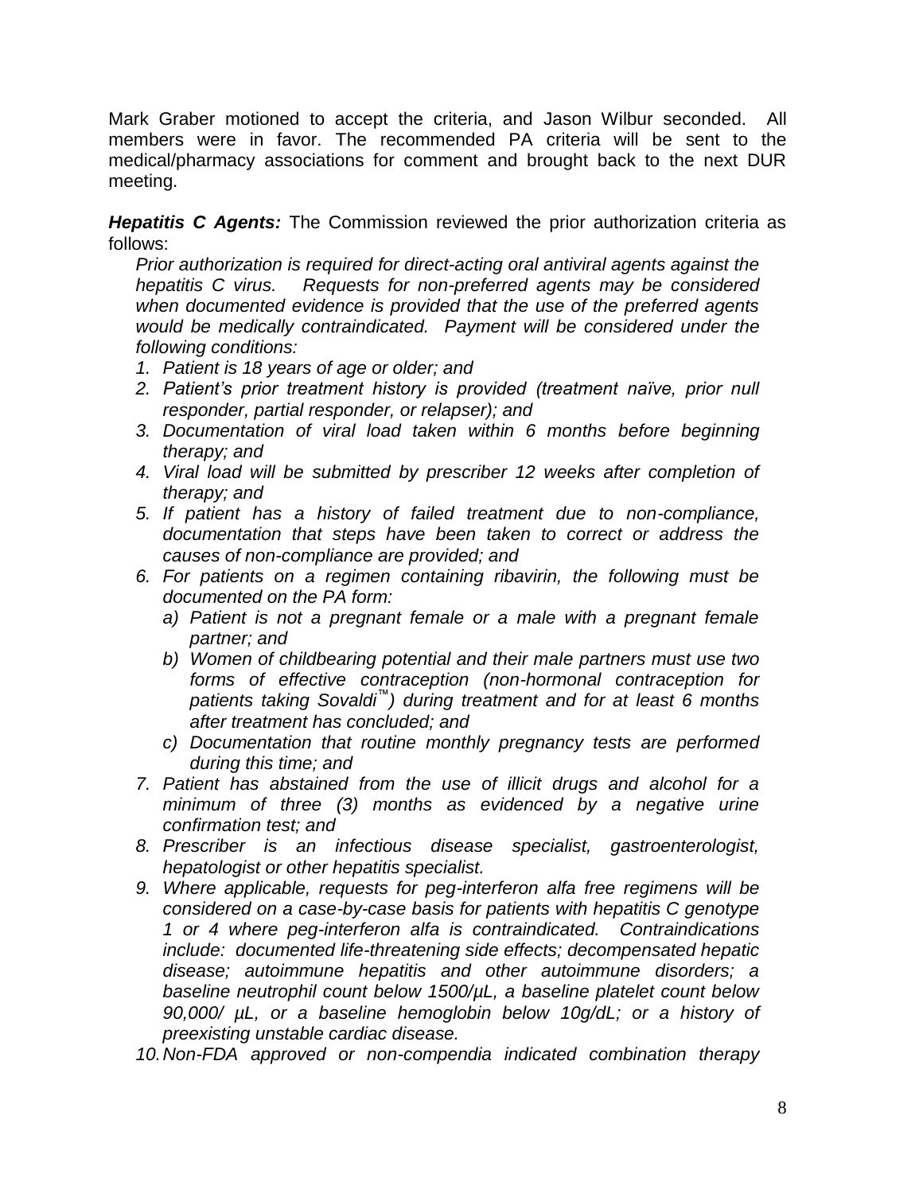Mark Graber motioned to accept the criteria, and Jason Wilbur seconded. All members were in favor. The recommended PA criteria will be sent to the medical/pharmacy associations for comment and brought back to the next DUR meeting.

***Hepatitis C Agents:*** The Commission reviewed the prior authorization criteria as follows:

*Prior authorization is required for direct-acting oral antiviral agents against the hepatitis C virus. Requests for non-preferred agents may be considered when documented evidence is provided that the use of the preferred agents would be medically contraindicated. Payment will be considered under the following conditions:*

1. *Patient is 18 years of age or older; and*
2. *Patient's prior treatment history is provided (treatment naïve, prior null responder, partial responder, or relapser); and*
3. *Documentation of viral load taken within 6 months before beginning therapy; and*
4. *Viral load will be submitted by prescriber 12 weeks after completion of therapy; and*
5. *If patient has a history of failed treatment due to non-compliance, documentation that steps have been taken to correct or address the causes of non-compliance are provided; and*
6. *For patients on a regimen containing ribavirin, the following must be documented on the PA form:*
   a) *Patient is not a pregnant female or a male with a pregnant female partner; and*
   b) *Women of childbearing potential and their male partners must use two forms of effective contraception (non-hormonal contraception for patients taking Sovaldi™) during treatment and for at least 6 months after treatment has concluded; and*
   c) *Documentation that routine monthly pregnancy tests are performed during this time; and*
7. *Patient has abstained from the use of illicit drugs and alcohol for a minimum of three (3) months as evidenced by a negative urine confirmation test; and*
8. *Prescriber is an infectious disease specialist, gastroenterologist, hepatologist or other hepatitis specialist.*
9. *Where applicable, requests for peg-interferon alfa free regimens will be considered on a case-by-case basis for patients with hepatitis C genotype 1 or 4 where peg-interferon alfa is contraindicated. Contraindications include: documented life-threatening side effects; decompensated hepatic disease; autoimmune hepatitis and other autoimmune disorders; a baseline neutrophil count below 1500/µL, a baseline platelet count below 90,000/ µL, or a baseline hemoglobin below 10g/dL; or a history of preexisting unstable cardiac disease.*
10. *Non-FDA approved or non-compendia indicated combination therapy*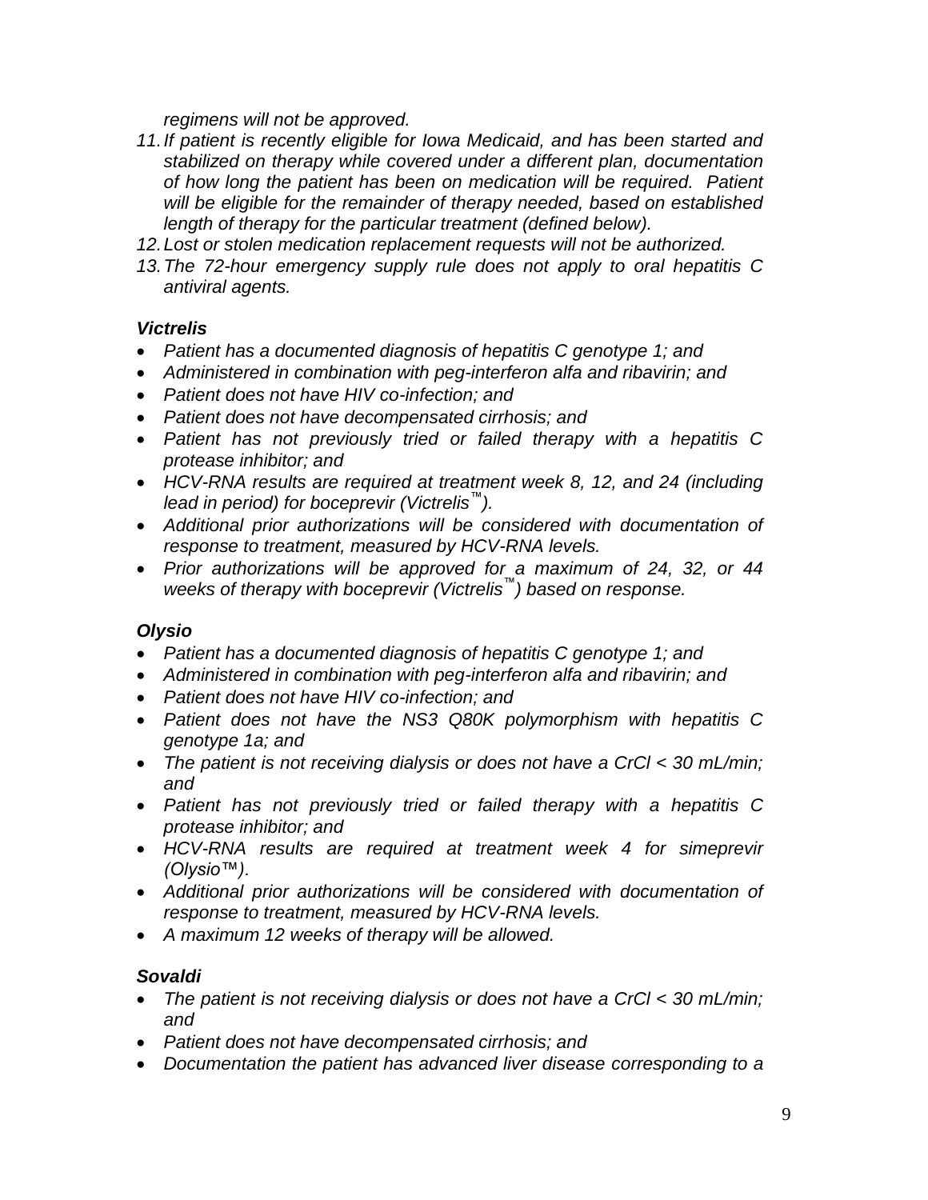*regimens will not be approved.*

11. *If patient is recently eligible for Iowa Medicaid, and has been started and stabilized on therapy while covered under a different plan, documentation of how long the patient has been on medication will be required. Patient will be eligible for the remainder of therapy needed, based on established length of therapy for the particular treatment (defined below).*
12. *Lost or stolen medication replacement requests will not be authorized.*
13. *The 72-hour emergency supply rule does not apply to oral hepatitis C antiviral agents.*

***Victrelis***

- *Patient has a documented diagnosis of hepatitis C genotype 1; and*
- *Administered in combination with peg-interferon alfa and ribavirin; and*
- *Patient does not have HIV co-infection; and*
- *Patient does not have decompensated cirrhosis; and*
- *Patient has not previously tried or failed therapy with a hepatitis C protease inhibitor; and*
- *HCV-RNA results are required at treatment week 8, 12, and 24 (including lead in period) for boceprevir (Victrelis™).*
- *Additional prior authorizations will be considered with documentation of response to treatment, measured by HCV-RNA levels.*
- *Prior authorizations will be approved for a maximum of 24, 32, or 44 weeks of therapy with boceprevir (Victrelis™) based on response.*

***Olysio***

- *Patient has a documented diagnosis of hepatitis C genotype 1; and*
- *Administered in combination with peg-interferon alfa and ribavirin; and*
- *Patient does not have HIV co-infection; and*
- *Patient does not have the NS3 Q80K polymorphism with hepatitis C genotype 1a; and*
- *The patient is not receiving dialysis or does not have a CrCl < 30 mL/min; and*
- *Patient has not previously tried or failed therapy with a hepatitis C protease inhibitor; and*
- *HCV-RNA results are required at treatment week 4 for simeprevir (Olysio™).*
- *Additional prior authorizations will be considered with documentation of response to treatment, measured by HCV-RNA levels.*
- *A maximum 12 weeks of therapy will be allowed.*

***Sovaldi***

- *The patient is not receiving dialysis or does not have a CrCl < 30 mL/min; and*
- *Patient does not have decompensated cirrhosis; and*
- *Documentation the patient has advanced liver disease corresponding to a*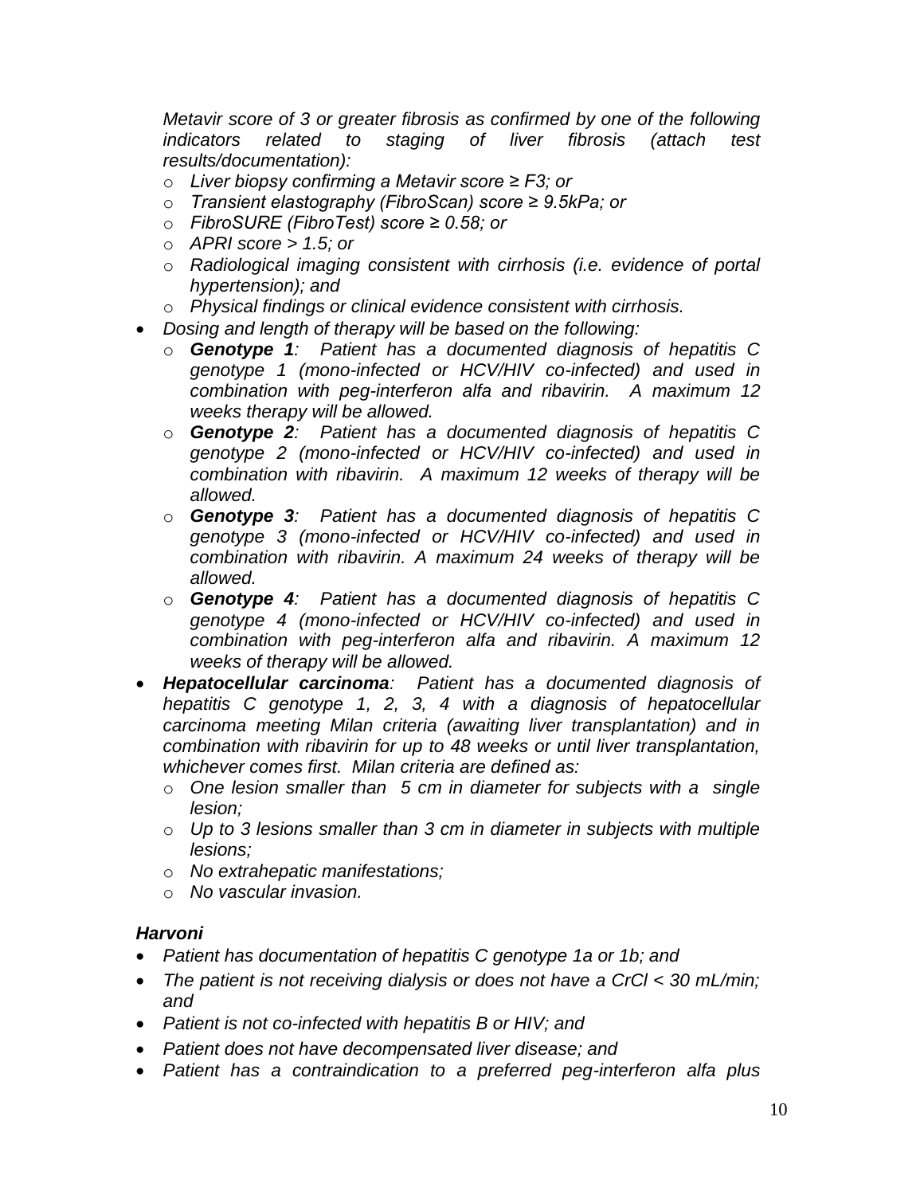*Metavir score of 3 or greater fibrosis as confirmed by one of the following indicators related to staging of liver fibrosis (attach test results/documentation):*

  - *Liver biopsy confirming a Metavir score ≥ F3; or*
  - *Transient elastography (FibroScan) score ≥ 9.5kPa; or*
  - *FibroSURE (FibroTest) score ≥ 0.58; or*
  - *APRI score > 1.5; or*
  - *Radiological imaging consistent with cirrhosis (i.e. evidence of portal hypertension); and*
  - *Physical findings or clinical evidence consistent with cirrhosis.*

- *Dosing and length of therapy will be based on the following:*
  - ***Genotype 1**: Patient has a documented diagnosis of hepatitis C genotype 1 (mono-infected or HCV/HIV co-infected) and used in combination with peg-interferon alfa and ribavirin. A maximum 12 weeks therapy will be allowed.*
  - ***Genotype 2**: Patient has a documented diagnosis of hepatitis C genotype 2 (mono-infected or HCV/HIV co-infected) and used in combination with ribavirin. A maximum 12 weeks of therapy will be allowed.*
  - ***Genotype 3**: Patient has a documented diagnosis of hepatitis C genotype 3 (mono-infected or HCV/HIV co-infected) and used in combination with ribavirin. A maximum 24 weeks of therapy will be allowed.*
  - ***Genotype 4**: Patient has a documented diagnosis of hepatitis C genotype 4 (mono-infected or HCV/HIV co-infected) and used in combination with peg-interferon alfa and ribavirin. A maximum 12 weeks of therapy will be allowed.*
- ***Hepatocellular carcinoma**: Patient has a documented diagnosis of hepatitis C genotype 1, 2, 3, 4 with a diagnosis of hepatocellular carcinoma meeting Milan criteria (awaiting liver transplantation) and in combination with ribavirin for up to 48 weeks or until liver transplantation, whichever comes first. Milan criteria are defined as:*
  - *One lesion smaller than 5 cm in diameter for subjects with a single lesion;*
  - *Up to 3 lesions smaller than 3 cm in diameter in subjects with multiple lesions;*
  - *No extrahepatic manifestations;*
  - *No vascular invasion.*

***Harvoni***

- *Patient has documentation of hepatitis C genotype 1a or 1b; and*
- *The patient is not receiving dialysis or does not have a CrCl < 30 mL/min; and*
- *Patient is not co-infected with hepatitis B or HIV; and*
- *Patient does not have decompensated liver disease; and*
- *Patient has a contraindication to a preferred peg-interferon alfa plus*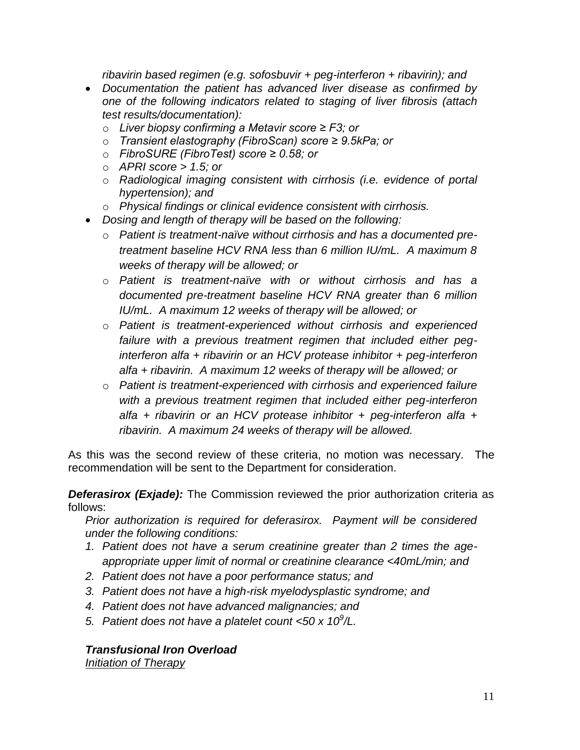*ribavirin based regimen (e.g. sofosbuvir + peg-interferon + ribavirin); and*

- *Documentation the patient has advanced liver disease as confirmed by one of the following indicators related to staging of liver fibrosis (attach test results/documentation):*
  - *Liver biopsy confirming a Metavir score ≥ F3; or*
  - *Transient elastography (FibroScan) score ≥ 9.5kPa; or*
  - *FibroSURE (FibroTest) score ≥ 0.58; or*
  - *APRI score > 1.5; or*
  - *Radiological imaging consistent with cirrhosis (i.e. evidence of portal hypertension); and*
  - *Physical findings or clinical evidence consistent with cirrhosis.*
- *Dosing and length of therapy will be based on the following:*
  - *Patient is treatment-naïve without cirrhosis and has a documented pre-treatment baseline HCV RNA less than 6 million IU/mL. A maximum 8 weeks of therapy will be allowed; or*
  - *Patient is treatment-naïve with or without cirrhosis and has a documented pre-treatment baseline HCV RNA greater than 6 million IU/mL. A maximum 12 weeks of therapy will be allowed; or*
  - *Patient is treatment-experienced without cirrhosis and experienced failure with a previous treatment regimen that included either peg-interferon alfa + ribavirin or an HCV protease inhibitor + peg-interferon alfa + ribavirin. A maximum 12 weeks of therapy will be allowed; or*
  - *Patient is treatment-experienced with cirrhosis and experienced failure with a previous treatment regimen that included either peg-interferon alfa + ribavirin or an HCV protease inhibitor + peg-interferon alfa + ribavirin. A maximum 24 weeks of therapy will be allowed.*

As this was the second review of these criteria, no motion was necessary. The recommendation will be sent to the Department for consideration.

***Deferasirox (Exjade):*** The Commission reviewed the prior authorization criteria as follows:

*Prior authorization is required for deferasirox. Payment will be considered under the following conditions:*

1. *Patient does not have a serum creatinine greater than 2 times the age-appropriate upper limit of normal or creatinine clearance <40mL/min; and*
2. *Patient does not have a poor performance status; and*
3. *Patient does not have a high-risk myelodysplastic syndrome; and*
4. *Patient does not have advanced malignancies; and*
5. *Patient does not have a platelet count <50 x $10^9$/L.*

***Transfusional Iron Overload***

*Initiation of Therapy*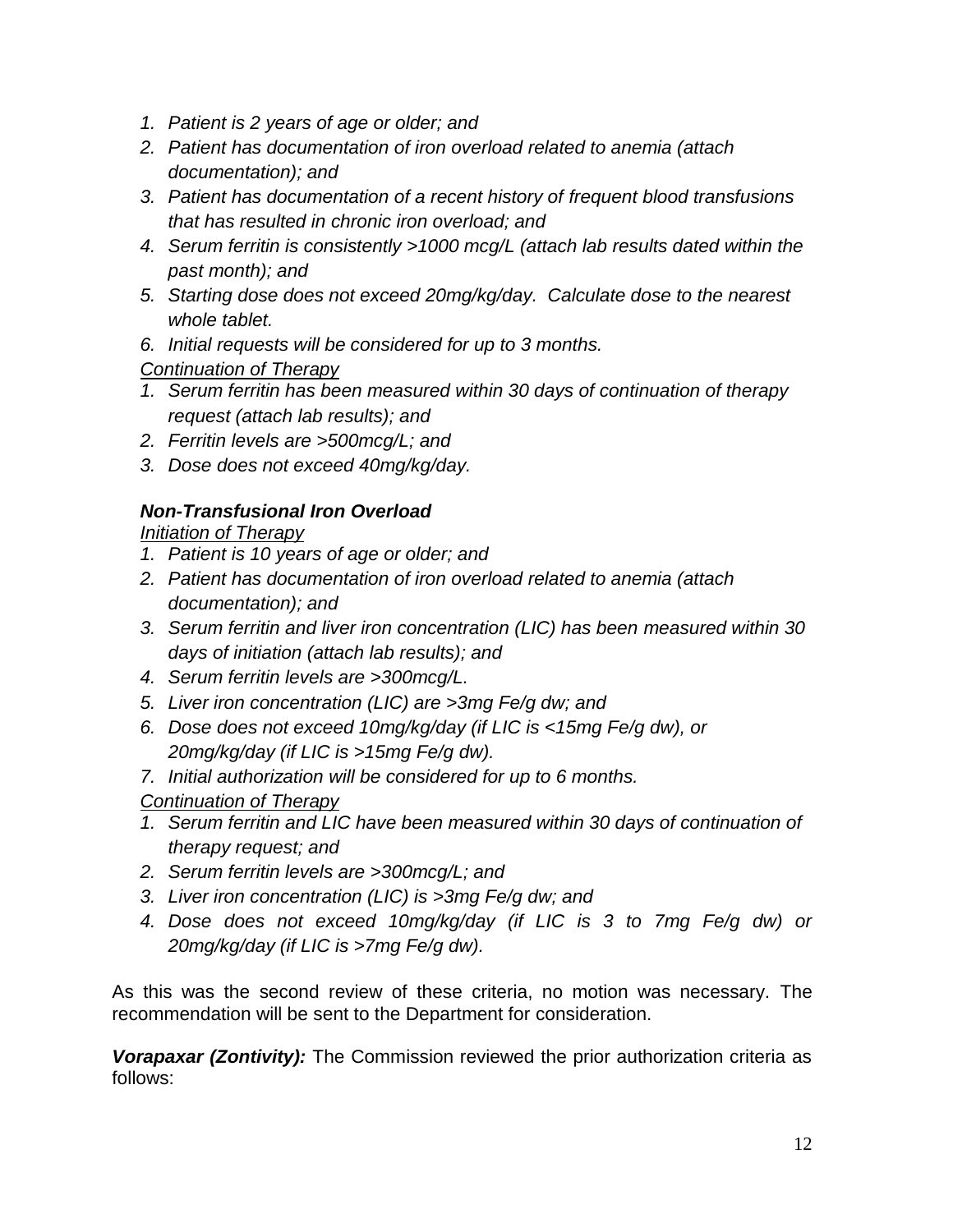1. *Patient is 2 years of age or older; and*
2. *Patient has documentation of iron overload related to anemia (attach documentation); and*
3. *Patient has documentation of a recent history of frequent blood transfusions that has resulted in chronic iron overload; and*
4. *Serum ferritin is consistently >1000 mcg/L (attach lab results dated within the past month); and*
5. *Starting dose does not exceed 20mg/kg/day. Calculate dose to the nearest whole tablet.*
6. *Initial requests will be considered for up to 3 months.*

*<u>Continuation of Therapy</u>*

1. *Serum ferritin has been measured within 30 days of continuation of therapy request (attach lab results); and*
2. *Ferritin levels are >500mcg/L; and*
3. *Dose does not exceed 40mg/kg/day.*

***Non-Transfusional Iron Overload***

*<u>Initiation of Therapy</u>*

1. *Patient is 10 years of age or older; and*
2. *Patient has documentation of iron overload related to anemia (attach documentation); and*
3. *Serum ferritin and liver iron concentration (LIC) has been measured within 30 days of initiation (attach lab results); and*
4. *Serum ferritin levels are >300mcg/L.*
5. *Liver iron concentration (LIC) are >3mg Fe/g dw; and*
6. *Dose does not exceed 10mg/kg/day (if LIC is <15mg Fe/g dw), or 20mg/kg/day (if LIC is >15mg Fe/g dw).*
7. *Initial authorization will be considered for up to 6 months.*

*<u>Continuation of Therapy</u>*

1. *Serum ferritin and LIC have been measured within 30 days of continuation of therapy request; and*
2. *Serum ferritin levels are >300mcg/L; and*
3. *Liver iron concentration (LIC) is >3mg Fe/g dw; and*
4. *Dose does not exceed 10mg/kg/day (if LIC is 3 to 7mg Fe/g dw) or 20mg/kg/day (if LIC is >7mg Fe/g dw).*

As this was the second review of these criteria, no motion was necessary. The recommendation will be sent to the Department for consideration.

***Vorapaxar (Zontivity):*** The Commission reviewed the prior authorization criteria as follows: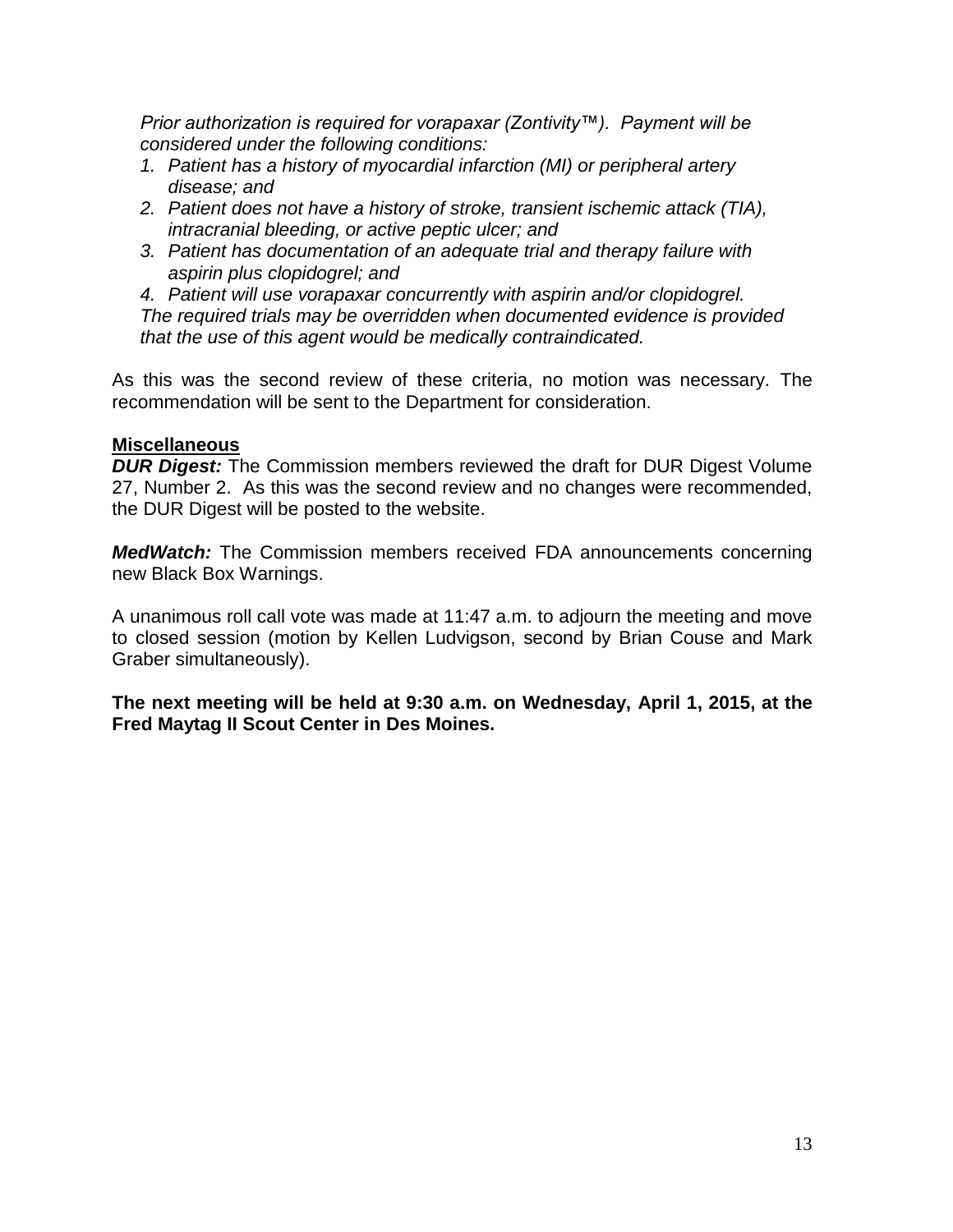*Prior authorization is required for vorapaxar (Zontivity™). Payment will be considered under the following conditions:*

1. *Patient has a history of myocardial infarction (MI) or peripheral artery disease; and*
2. *Patient does not have a history of stroke, transient ischemic attack (TIA), intracranial bleeding, or active peptic ulcer; and*
3. *Patient has documentation of an adequate trial and therapy failure with aspirin plus clopidogrel; and*
4. *Patient will use vorapaxar concurrently with aspirin and/or clopidogrel.*

*The required trials may be overridden when documented evidence is provided that the use of this agent would be medically contraindicated.*

As this was the second review of these criteria, no motion was necessary. The recommendation will be sent to the Department for consideration.

## Miscellaneous

***DUR Digest:*** The Commission members reviewed the draft for DUR Digest Volume 27, Number 2. As this was the second review and no changes were recommended, the DUR Digest will be posted to the website.

***MedWatch:*** The Commission members received FDA announcements concerning new Black Box Warnings.

A unanimous roll call vote was made at 11:47 a.m. to adjourn the meeting and move to closed session (motion by Kellen Ludvigson, second by Brian Couse and Mark Graber simultaneously).

**The next meeting will be held at 9:30 a.m. on Wednesday, April 1, 2015, at the Fred Maytag II Scout Center in Des Moines.**